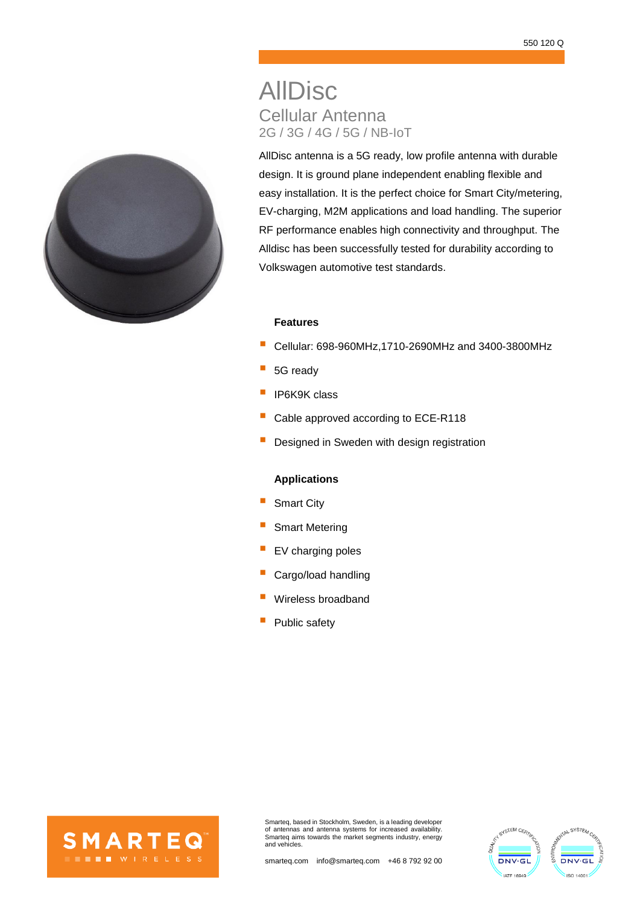550 120 Q

# AllDisc

## Cellular Antenna

### 2G / 3G / 4G / 5G / NB-IoT

AllDisc antenna is a 5G ready, low profile antenna with durable design. It is ground plane independent enabling flexible and easy installation. It is the perfect choice for Smart City/metering, EV-charging, M2M applications and load handling. The superior RF performance enables high connectivity and throughput. The Alldisc has been successfully tested for durability according to Volkswagen automotive test standards.

**Features**

- Cellular: 698-960MHz,1710-2690MHz and 3400-3800MHz
- 5G ready
- IP6K9K class
- Cable approved according to ECE-R118
- Designed in Sweden with design registration

**Applications**

- Smart City
- Smart Metering
- EV charging poles
- Cargo/load handling
- Wireless broadband
- Public safety

SMARTEQ WIRELESS

Smarteq, based in Stockholm, Sweden, is a leading developer of antennas and antenna systems for increased availability. Smarteq aims towards the market segments industry, energy and vehicles.

smarteq.com info@smarteq.com +46 8 792 92 00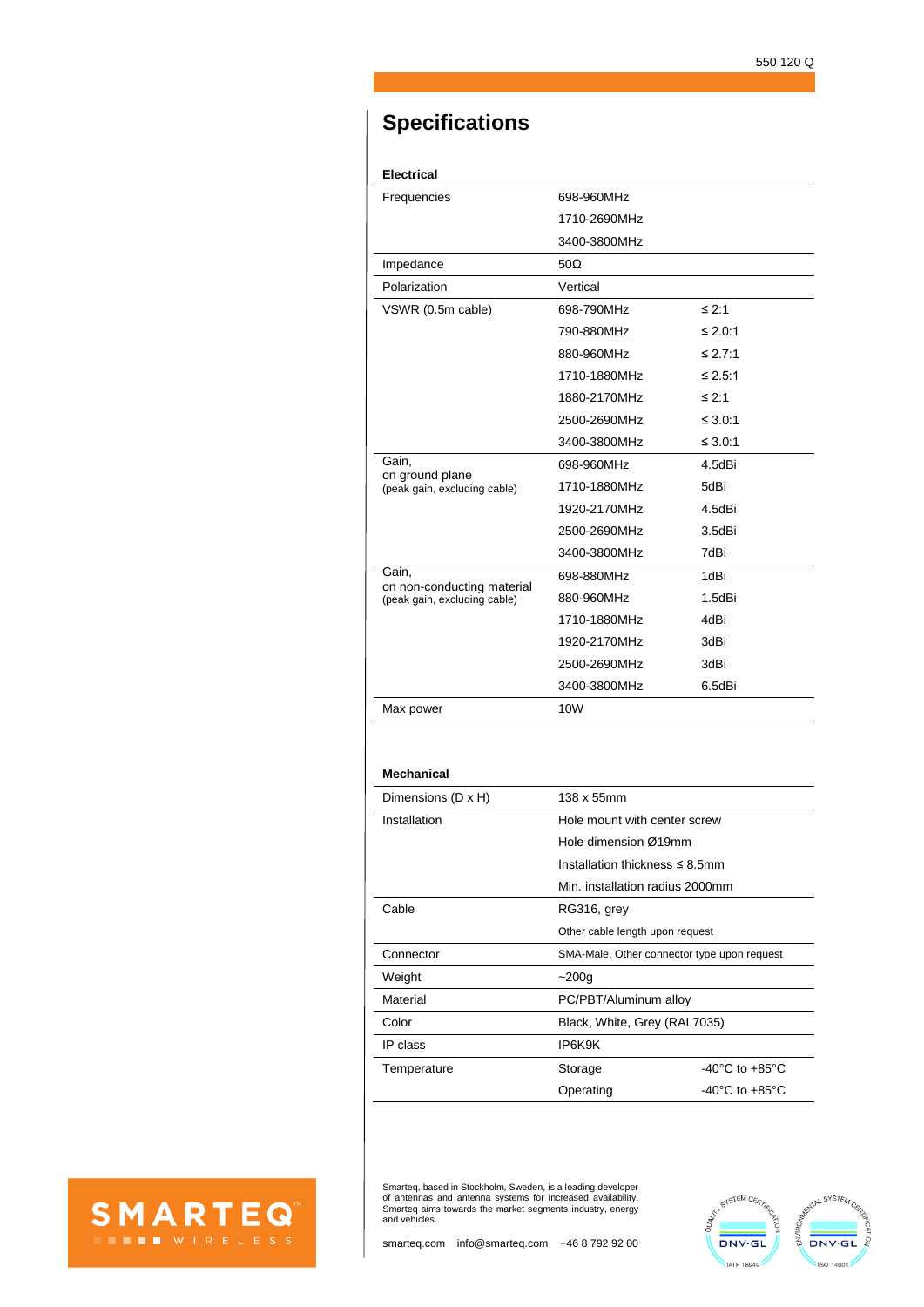# Specifications

### Electrical

| | | |
|---|---|---|
| Frequencies | 698-960MHz | |
| | 1710-2690MHz | |
| | 3400-3800MHz | |
| Impedance | 50Ω | |
| Polarization | Vertical | |
| VSWR (0.5m cable) | 698-790MHz | ≤ 2:1 |
| | 790-880MHz | ≤ 2.0:1 |
| | 880-960MHz | ≤ 2.7:1 |
| | 1710-1880MHz | ≤ 2.5:1 |
| | 1880-2170MHz | ≤ 2:1 |
| | 2500-2690MHz | ≤ 3.0:1 |
| | 3400-3800MHz | ≤ 3.0:1 |
| Gain, on ground plane (peak gain, excluding cable) | 698-960MHz | 4.5dBi |
| | 1710-1880MHz | 5dBi |
| | 1920-2170MHz | 4.5dBi |
| | 2500-2690MHz | 3.5dBi |
| | 3400-3800MHz | 7dBi |
| Gain, on non-conducting material (peak gain, excluding cable) | 698-880MHz | 1dBi |
| | 880-960MHz | 1.5dBi |
| | 1710-1880MHz | 4dBi |
| | 1920-2170MHz | 3dBi |
| | 2500-2690MHz | 3dBi |
| | 3400-3800MHz | 6.5dBi |
| Max power | 10W | |

### Mechanical

| | | |
|---|---|---|
| Dimensions (D x H) | 138 x 55mm | |
| Installation | Hole mount with center screw | |
| | Hole dimension Ø19mm | |
| | Installation thickness ≤ 8.5mm | |
| | Min. installation radius 2000mm | |
| Cable | RG316, grey | |
| | Other cable length upon request | |
| Connector | SMA-Male, Other connector type upon request | |
| Weight | ~200g | |
| Material | PC/PBT/Aluminum alloy | |
| Color | Black, White, Grey (RAL7035) | |
| IP class | IP6K9K | |
| Temperature | Storage | -40°C to +85°C |
| | Operating | -40°C to +85°C |

Smarteq, based in Stockholm, Sweden, is a leading developer of antennas and antenna systems for increased availability. Smarteq aims towards the market segments industry, energy and vehicles.

smarteq.com info@smarteq.com +46 8 792 92 00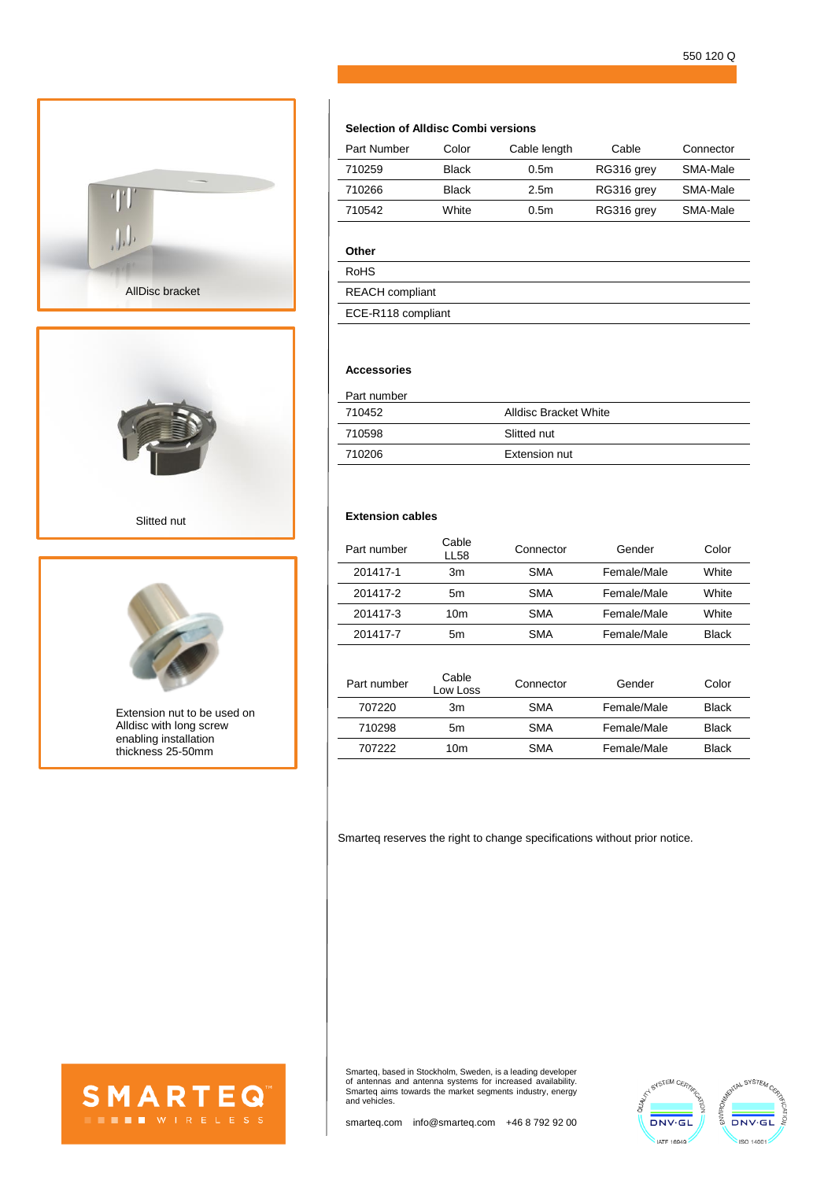AllDisc bracket

Slitted nut

Extension nut to be used on Alldisc with long screw enabling installation thickness 25-50mm

### Selection of Alldisc Combi versions

| Part Number | Color | Cable length | Cable | Connector |
|---|---|---|---|---|
| 710259 | Black | 0.5m | RG316 grey | SMA-Male |
| 710266 | Black | 2.5m | RG316 grey | SMA-Male |
| 710542 | White | 0.5m | RG316 grey | SMA-Male |

### Other

| |
|---|
| RoHS |
| REACH compliant |
| ECE-R118 compliant |

### Accessories

| Part number | |
|---|---|
| 710452 | Alldisc Bracket White |
| 710598 | Slitted nut |
| 710206 | Extension nut |

### Extension cables

| Part number | Cable LL58 | Connector | Gender | Color |
|---|---|---|---|---|
| 201417-1 | 3m | SMA | Female/Male | White |
| 201417-2 | 5m | SMA | Female/Male | White |
| 201417-3 | 10m | SMA | Female/Male | White |
| 201417-7 | 5m | SMA | Female/Male | Black |

| Part number | Cable Low Loss | Connector | Gender | Color |
|---|---|---|---|---|
| 707220 | 3m | SMA | Female/Male | Black |
| 710298 | 5m | SMA | Female/Male | Black |
| 707222 | 10m | SMA | Female/Male | Black |

Smarteq reserves the right to change specifications without prior notice.

SMARTEQ WIRELESS

Smarteq, based in Stockholm, Sweden, is a leading developer of antennas and antenna systems for increased availability. Smarteq aims towards the market segments industry, energy and vehicles.

smarteq.com info@smarteq.com +46 8 792 92 00